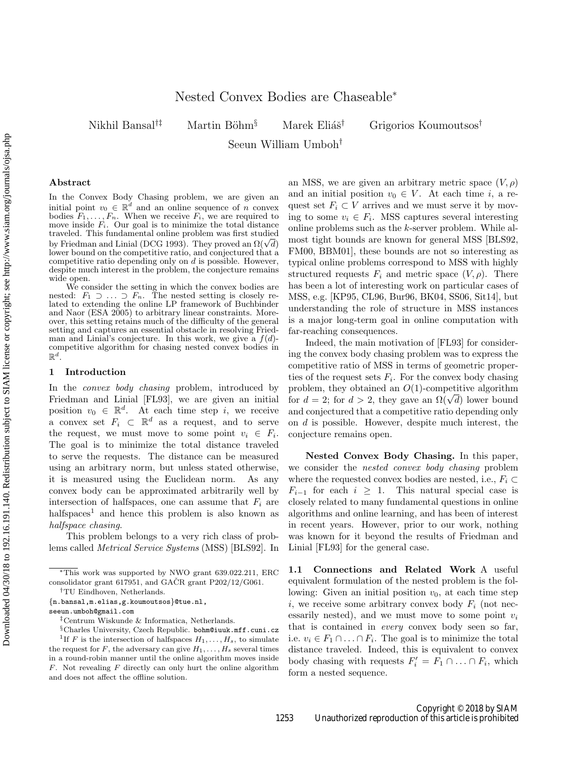# Nested Convex Bodies are Chaseable*

Nikhil Bansal[†‡] Martin Böhm[§] Marek Eliáš[†] Grigorios Koumoutsos[†]

Seeun William Umboh[†]

## Abstract

In the Convex Body Chasing problem, we are given an initial point $v_0 \in \mathbb{R}^d$ and an online sequence of $n$ convex bodies $F_1, \ldots, F_n$. When we receive $F_i$, we are required to move inside $F_i$. Our goal is to minimize the total distance traveled. This fundamental online problem was first studied by Friedman and Linial (DCG 1993). They proved an $\Omega(\sqrt{d})$ lower bound on the competitive ratio, and conjectured that a competitive ratio depending only on $d$ is possible. However, despite much interest in the problem, the conjecture remains wide open.

We consider the setting in which the convex bodies are nested: $F_1 \supset \ldots \supset F_n$. The nested setting is closely related to extending the online LP framework of Buchbinder and Naor (ESA 2005) to arbitrary linear constraints. Moreover, this setting retains much of the difficulty of the general setting and captures an essential obstacle in resolving Friedman and Linial's conjecture. In this work, we give a $f(d)$-competitive algorithm for chasing nested convex bodies in $\mathbb{R}^d$.

## 1 Introduction

In the *convex body chasing* problem, introduced by Friedman and Linial [FL93], we are given an initial position $v_0 \in \mathbb{R}^d$. At each time step $i$, we receive a convex set $F_i \subset \mathbb{R}^d$ as a request, and to serve the request, we must move to some point $v_i \in F_i$. The goal is to minimize the total distance traveled to serve the requests. The distance can be measured using an arbitrary norm, but unless stated otherwise, it is measured using the Euclidean norm. As any convex body can be approximated arbitrarily well by intersection of halfspaces, one can assume that $F_i$ are halfspaces[1] and hence this problem is also known as *halfspace chasing*.

This problem belongs to a very rich class of problems called *Metrical Service Systems* (MSS) [BLS92]. In an MSS, we are given an arbitrary metric space $(V, \rho)$ and an initial position $v_0 \in V$. At each time $i$, a request set $F_i \subset V$ arrives and we must serve it by moving to some $v_i \in F_i$. MSS captures several interesting online problems such as the $k$-server problem. While almost tight bounds are known for general MSS [BLS92, FM00, BBM01], these bounds are not so interesting as typical online problems correspond to MSS with highly structured requests $F_i$ and metric space $(V, \rho)$. There has been a lot of interesting work on particular cases of MSS, e.g. [KP95, CL96, Bur96, BK04, SS06, Sit14], but understanding the role of structure in MSS instances is a major long-term goal in online computation with far-reaching consequences.

Indeed, the main motivation of [FL93] for considering the convex body chasing problem was to express the competitive ratio of MSS in terms of geometric properties of the request sets $F_i$. For the convex body chasing problem, they obtained an $O(1)$-competitive algorithm for $d = 2$; for $d > 2$, they gave an $\Omega(\sqrt{d})$ lower bound and conjectured that a competitive ratio depending only on $d$ is possible. However, despite much interest, the conjecture remains open.

**Nested Convex Body Chasing.** In this paper, we consider the *nested convex body chasing* problem where the requested convex bodies are nested, i.e., $F_i \subset F_{i-1}$ for each $i \geq 1$. This natural special case is closely related to many fundamental questions in online algorithms and online learning, and has been of interest in recent years. However, prior to our work, nothing was known for it beyond the results of Friedman and Linial [FL93] for the general case.

### 1.1 Connections and Related Work

A useful equivalent formulation of the nested problem is the following: Given an initial position $v_0$, at each time step $i$, we receive some arbitrary convex body $F_i$ (not necessarily nested), and we must move to some point $v_i$ that is contained in *every* convex body seen so far, i.e. $v_i \in F_1 \cap \ldots \cap F_i$. The goal is to minimize the total distance traveled. Indeed, this is equivalent to convex body chasing with requests $F'_i = F_1 \cap \ldots \cap F_i$, which form a nested sequence.

---

*This work was supported by NWO grant 639.022.211, ERC consolidator grant 617951, and GAČR grant P202/12/G061.

[†]TU Eindhoven, Netherlands. {n.bansal,m.elias,g.koumoutsos}@tue.nl, seeun.umboh@gmail.com

[‡]Centrum Wiskunde & Informatica, Netherlands.

[§]Charles University, Czech Republic. bohm@iuuk.mff.cuni.cz

[1]If $F$ is the intersection of halfspaces $H_1, \ldots, H_s$, to simulate the request for $F$, the adversary can give $H_1, \ldots, H_s$ several times in a round-robin manner until the online algorithm moves inside $F$. Not revealing $F$ directly can only hurt the online algorithm and does not affect the offline solution.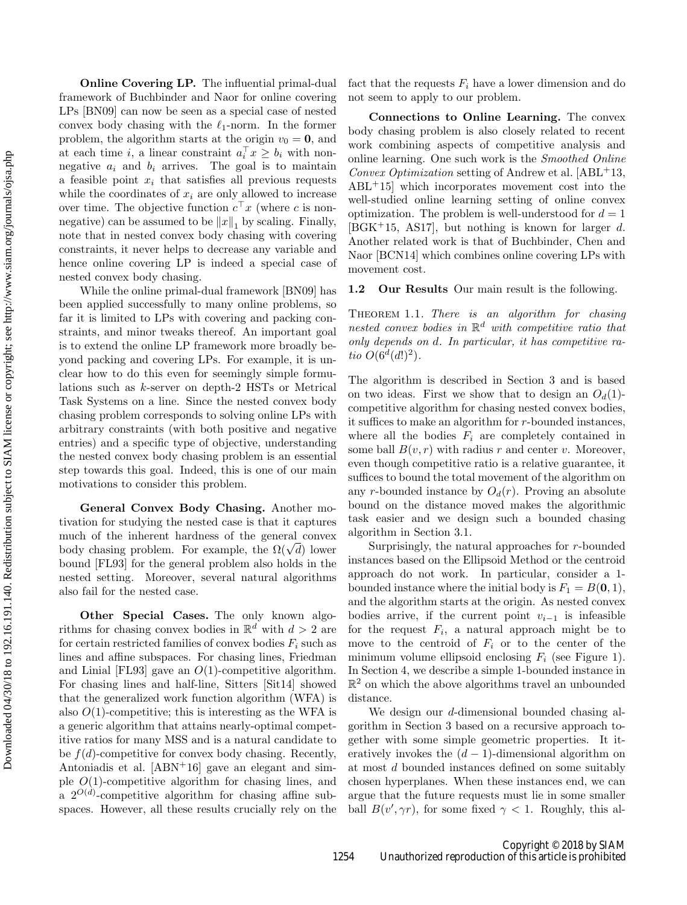**Online Covering LP.** The influential primal-dual framework of Buchbinder and Naor for online covering LPs [BN09] can now be seen as a special case of nested convex body chasing with the $\ell_1$-norm. In the former problem, the algorithm starts at the origin $v_0 = \mathbf{0}$, and at each time $i$, a linear constraint $a_i^\top x \geq b_i$ with non-negative $a_i$ and $b_i$ arrives. The goal is to maintain a feasible point $x_i$ that satisfies all previous requests while the coordinates of $x_i$ are only allowed to increase over time. The objective function $c^\top x$ (where $c$ is non-negative) can be assumed to be $\|x\|_1$ by scaling. Finally, note that in nested convex body chasing with covering constraints, it never helps to decrease any variable and hence online covering LP is indeed a special case of nested convex body chasing.

While the online primal-dual framework [BN09] has been applied successfully to many online problems, so far it is limited to LPs with covering and packing constraints, and minor tweaks thereof. An important goal is to extend the online LP framework more broadly beyond packing and covering LPs. For example, it is unclear how to do this even for seemingly simple formulations such as $k$-server on depth-2 HSTs or Metrical Task Systems on a line. Since the nested convex body chasing problem corresponds to solving online LPs with arbitrary constraints (with both positive and negative entries) and a specific type of objective, understanding the nested convex body chasing problem is an essential step towards this goal. Indeed, this is one of our main motivations to consider this problem.

**General Convex Body Chasing.** Another motivation for studying the nested case is that it captures much of the inherent hardness of the general convex body chasing problem. For example, the $\Omega(\sqrt{d})$ lower bound [FL93] for the general problem also holds in the nested setting. Moreover, several natural algorithms also fail for the nested case.

**Other Special Cases.** The only known algorithms for chasing convex bodies in $\mathbb{R}^d$ with $d > 2$ are for certain restricted families of convex bodies $F_i$ such as lines and affine subspaces. For chasing lines, Friedman and Linial [FL93] gave an $O(1)$-competitive algorithm. For chasing lines and half-line, Sitters [Sit14] showed that the generalized work function algorithm (WFA) is also $O(1)$-competitive; this is interesting as the WFA is a generic algorithm that attains nearly-optimal competitive ratios for many MSS and is a natural candidate to be $f(d)$-competitive for convex body chasing. Recently, Antoniadis et al. [ABN+16] gave an elegant and simple $O(1)$-competitive algorithm for chasing lines, and a $2^{O(d)}$-competitive algorithm for chasing affine subspaces. However, all these results crucially rely on the fact that the requests $F_i$ have a lower dimension and do not seem to apply to our problem.

**Connections to Online Learning.** The convex body chasing problem is also closely related to recent work combining aspects of competitive analysis and online learning. One such work is the *Smoothed Online Convex Optimization* setting of Andrew et al. [ABL+13, ABL+15] which incorporates movement cost into the well-studied online learning setting of online convex optimization. The problem is well-understood for $d = 1$ [BGK+15, AS17], but nothing is known for larger $d$. Another related work is that of Buchbinder, Chen and Naor [BCN14] which combines online covering LPs with movement cost.

## 1.2 Our Results

Our main result is the following.

THEOREM 1.1. *There is an algorithm for chasing nested convex bodies in $\mathbb{R}^d$ with competitive ratio that only depends on $d$. In particular, it has competitive ratio $O(6^d(d!)^2)$.*

The algorithm is described in Section 3 and is based on two ideas. First we show that to design an $O_d(1)$-competitive algorithm for chasing nested convex bodies, it suffices to make an algorithm for $r$-bounded instances, where all the bodies $F_i$ are completely contained in some ball $B(v, r)$ with radius $r$ and center $v$. Moreover, even though competitive ratio is a relative guarantee, it suffices to bound the total movement of the algorithm on any $r$-bounded instance by $O_d(r)$. Proving an absolute bound on the distance moved makes the algorithmic task easier and we design such a bounded chasing algorithm in Section 3.1.

Surprisingly, the natural approaches for $r$-bounded instances based on the Ellipsoid Method or the centroid approach do not work. In particular, consider a 1-bounded instance where the initial body is $F_1 = B(\mathbf{0}, 1)$, and the algorithm starts at the origin. As nested convex bodies arrive, if the current point $v_{i-1}$ is infeasible for the request $F_i$, a natural approach might be to move to the centroid of $F_i$ or to the center of the minimum volume ellipsoid enclosing $F_i$ (see Figure 1). In Section 4, we describe a simple 1-bounded instance in $\mathbb{R}^2$ on which the above algorithms travel an unbounded distance.

We design our $d$-dimensional bounded chasing algorithm in Section 3 based on a recursive approach together with some simple geometric properties. It iteratively invokes the $(d-1)$-dimensional algorithm on at most $d$ bounded instances defined on some suitably chosen hyperplanes. When these instances end, we can argue that the future requests must lie in some smaller ball $B(v', \gamma r)$, for some fixed $\gamma < 1$. Roughly, this al-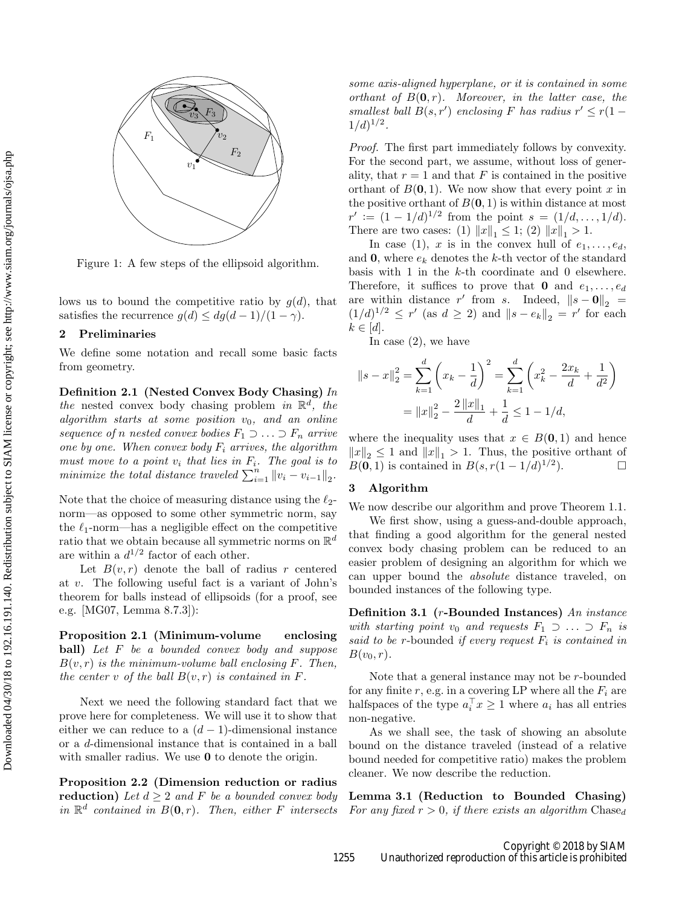Figure 1: A few steps of the ellipsoid algorithm.

lows us to bound the competitive ratio by $g(d)$, that satisfies the recurrence $g(d) \le d g(d-1)/(1-\gamma)$.

## 2 Preliminaries

We define some notation and recall some basic facts from geometry.

**Definition 2.1 (Nested Convex Body Chasing)** *In the* nested convex body chasing problem *in $\mathbb{R}^d$, the algorithm starts at some position $v_0$, and an online sequence of $n$ nested convex bodies $F_1 \supset \ldots \supset F_n$ arrive one by one. When convex body $F_i$ arrives, the algorithm must move to a point $v_i$ that lies in $F_i$. The goal is to minimize the total distance traveled $\sum_{i=1}^n \|v_i - v_{i-1}\|_2$.*

Note that the choice of measuring distance using the $\ell_2$-norm—as opposed to some other symmetric norm, say the $\ell_1$-norm—has a negligible effect on the competitive ratio that we obtain because all symmetric norms on $\mathbb{R}^d$ are within a $d^{1/2}$ factor of each other.

Let $B(v, r)$ denote the ball of radius $r$ centered at $v$. The following useful fact is a variant of John's theorem for balls instead of ellipsoids (for a proof, see e.g. [MG07, Lemma 8.7.3]):

**Proposition 2.1 (Minimum-volume enclosing ball)** *Let $F$ be a bounded convex body and suppose $B(v, r)$ is the minimum-volume ball enclosing $F$. Then, the center $v$ of the ball $B(v, r)$ is contained in $F$.*

Next we need the following standard fact that we prove here for completeness. We will use it to show that either we can reduce to a $(d-1)$-dimensional instance or a $d$-dimensional instance that is contained in a ball with smaller radius. We use $\mathbf{0}$ to denote the origin.

**Proposition 2.2 (Dimension reduction or radius reduction)** *Let $d \ge 2$ and $F$ be a bounded convex body in $\mathbb{R}^d$ contained in $B(\mathbf{0}, r)$. Then, either $F$ intersects some axis-aligned hyperplane, or it is contained in some orthant of $B(\mathbf{0}, r)$. Moreover, in the latter case, the smallest ball $B(s, r')$ enclosing $F$ has radius $r' \le r(1 - 1/d)^{1/2}$.*

*Proof.* The first part immediately follows by convexity. For the second part, we assume, without loss of generality, that $r = 1$ and that $F$ is contained in the positive orthant of $B(\mathbf{0}, 1)$. We now show that every point $x$ in the positive orthant of $B(\mathbf{0}, 1)$ is within distance at most $r' := (1 - 1/d)^{1/2}$ from the point $s = (1/d, \ldots, 1/d)$. There are two cases: (1) $\|x\|_1 \le 1$; (2) $\|x\|_1 > 1$.

In case (1), $x$ is in the convex hull of $e_1, \ldots, e_d$, and $\mathbf{0}$, where $e_k$ denotes the $k$-th vector of the standard basis with 1 in the $k$-th coordinate and 0 elsewhere. Therefore, it suffices to prove that $\mathbf{0}$ and $e_1, \ldots, e_d$ are within distance $r'$ from $s$. Indeed, $\|s - \mathbf{0}\|_2 = (1/d)^{1/2} \le r'$ (as $d \ge 2$) and $\|s - e_k\|_2 = r'$ for each $k \in [d]$.

In case (2), we have

$$\|s - x\|_2^2 = \sum_{k=1}^d \left(x_k - \frac{1}{d}\right)^2 = \sum_{k=1}^d \left(x_k^2 - \frac{2x_k}{d} + \frac{1}{d^2}\right)$$
$$= \|x\|_2^2 - \frac{2\|x\|_1}{d} + \frac{1}{d} \le 1 - 1/d,$$

where the inequality uses that $x \in B(0, 1)$ and hence $\|x\|_2 \le 1$ and $\|x\|_1 > 1$. Thus, the positive orthant of $B(\mathbf{0}, 1)$ is contained in $B(s, r(1 - 1/d)^{1/2})$. $\square$

## 3 Algorithm

We now describe our algorithm and prove Theorem 1.1.

We first show, using a guess-and-double approach, that finding a good algorithm for the general nested convex body chasing problem can be reduced to an easier problem of designing an algorithm for which we can upper bound the *absolute* distance traveled, on bounded instances of the following type.

**Definition 3.1 ($r$-Bounded Instances)** *An instance with starting point $v_0$ and requests $F_1 \supset \ldots \supset F_n$ is said to be* $r$-bounded *if every request $F_i$ is contained in $B(v_0, r)$.*

Note that a general instance may not be $r$-bounded for any finite $r$, e.g. in a covering LP where all the $F_i$ are halfspaces of the type $a_i^\top x \ge 1$ where $a_i$ has all entries non-negative.

As we shall see, the task of showing an absolute bound on the distance traveled (instead of a relative bound needed for competitive ratio) makes the problem cleaner. We now describe the reduction.

**Lemma 3.1 (Reduction to Bounded Chasing)** *For any fixed $r > 0$, if there exists an algorithm* $\text{Chase}_d$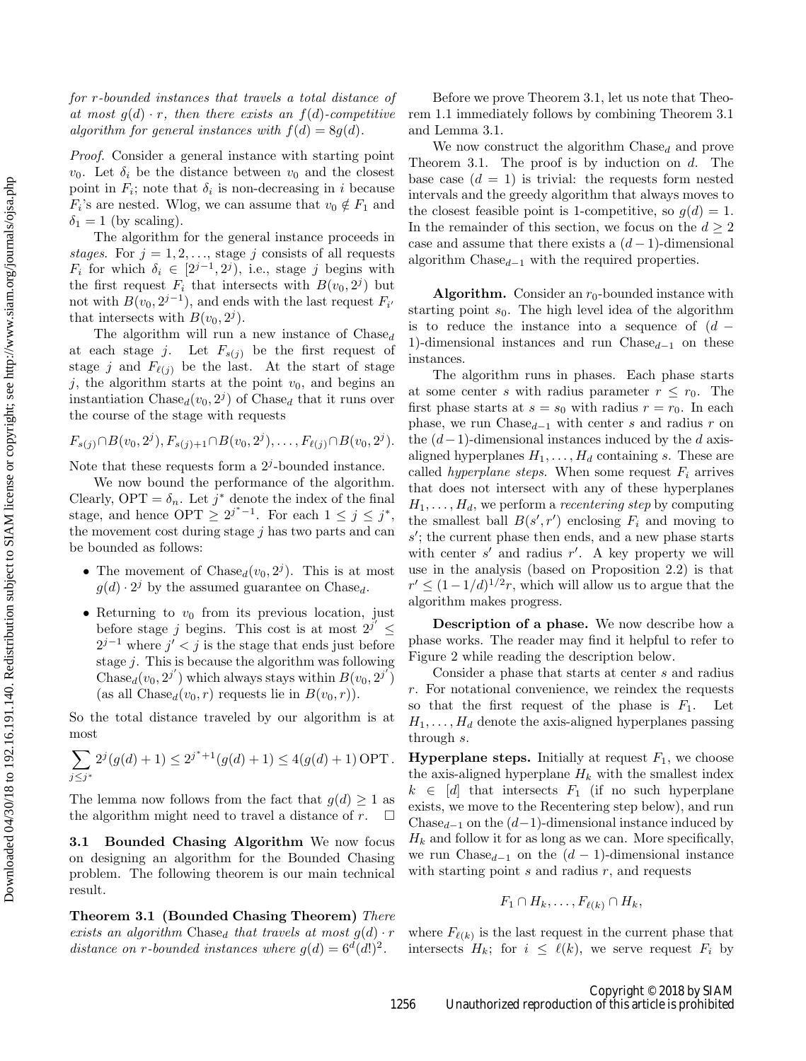*for r-bounded instances that travels a total distance of at most $g(d) \cdot r$, then there exists an $f(d)$-competitive algorithm for general instances with $f(d) = 8g(d)$.*

*Proof.* Consider a general instance with starting point $v_0$. Let $\delta_i$ be the distance between $v_0$ and the closest point in $F_i$; note that $\delta_i$ is non-decreasing in $i$ because $F_i$'s are nested. Wlog, we can assume that $v_0 \notin F_1$ and $\delta_1 = 1$ (by scaling).

The algorithm for the general instance proceeds in *stages*. For $j = 1, 2, \ldots$, stage $j$ consists of all requests $F_i$ for which $\delta_i \in [2^{j-1}, 2^j)$, i.e., stage $j$ begins with the first request $F_i$ that intersects with $B(v_0, 2^j)$ but not with $B(v_0, 2^{j-1})$, and ends with the last request $F_{i'}$ that intersects with $B(v_0, 2^j)$.

The algorithm will run a new instance of $\text{Chase}_d$ at each stage $j$. Let $F_{s(j)}$ be the first request of stage $j$ and $F_{\ell(j)}$ be the last. At the start of stage $j$, the algorithm starts at the point $v_0$, and begins an instantiation $\text{Chase}_d(v_0, 2^j)$ of $\text{Chase}_d$ that it runs over the course of the stage with requests

$$F_{s(j)} \cap B(v_0, 2^j), F_{s(j)+1} \cap B(v_0, 2^j), \ldots, F_{\ell(j)} \cap B(v_0, 2^j).$$

Note that these requests form a $2^j$-bounded instance.

We now bound the performance of the algorithm. Clearly, $\text{OPT} = \delta_n$. Let $j^*$ denote the index of the final stage, and hence $\text{OPT} \geq 2^{j^*-1}$. For each $1 \leq j \leq j^*$, the movement cost during stage $j$ has two parts and can be bounded as follows:

- The movement of $\text{Chase}_d(v_0, 2^j)$. This is at most $g(d) \cdot 2^j$ by the assumed guarantee on $\text{Chase}_d$.
- Returning to $v_0$ from its previous location, just before stage $j$ begins. This cost is at most $2^{j'} \leq 2^{j-1}$ where $j' < j$ is the stage that ends just before stage $j$. This is because the algorithm was following $\text{Chase}_d(v_0, 2^{j'})$ which always stays within $B(v_0, 2^{j'})$ (as all $\text{Chase}_d(v_0, r)$ requests lie in $B(v_0, r)$).

So the total distance traveled by our algorithm is at most

$$\sum_{j \leq j^*} 2^j (g(d) + 1) \leq 2^{j^*+1}(g(d) + 1) \leq 4(g(d) + 1) \,\text{OPT}\,.$$

The lemma now follows from the fact that $g(d) \geq 1$ as the algorithm might need to travel a distance of $r$. $\square$

### 3.1 Bounded Chasing Algorithm

We now focus on designing an algorithm for the Bounded Chasing problem. The following theorem is our main technical result.

**Theorem 3.1 (Bounded Chasing Theorem)** *There exists an algorithm $\text{Chase}_d$ that travels at most $g(d) \cdot r$ distance on r-bounded instances where $g(d) = 6^d (d!)^2$.*

Before we prove Theorem 3.1, let us note that Theorem 1.1 immediately follows by combining Theorem 3.1 and Lemma 3.1.

We now construct the algorithm $\text{Chase}_d$ and prove Theorem 3.1. The proof is by induction on $d$. The base case ($d = 1$) is trivial: the requests form nested intervals and the greedy algorithm that always moves to the closest feasible point is 1-competitive, so $g(d) = 1$. In the remainder of this section, we focus on the $d \geq 2$ case and assume that there exists a $(d-1)$-dimensional algorithm $\text{Chase}_{d-1}$ with the required properties.

**Algorithm.** Consider an $r_0$-bounded instance with starting point $s_0$. The high level idea of the algorithm is to reduce the instance into a sequence of $(d-1)$-dimensional instances and run $\text{Chase}_{d-1}$ on these instances.

The algorithm runs in phases. Each phase starts at some center $s$ with radius parameter $r \leq r_0$. The first phase starts at $s = s_0$ with radius $r = r_0$. In each phase, we run $\text{Chase}_{d-1}$ with center $s$ and radius $r$ on the $(d-1)$-dimensional instances induced by the $d$ axis-aligned hyperplanes $H_1, \ldots, H_d$ containing $s$. These are called *hyperplane steps*. When some request $F_i$ arrives that does not intersect with any of these hyperplanes $H_1, \ldots, H_d$, we perform a *recentering step* by computing the smallest ball $B(s', r')$ enclosing $F_i$ and moving to $s'$; the current phase then ends, and a new phase starts with center $s'$ and radius $r'$. A key property we will use in the analysis (based on Proposition 2.2) is that $r' \leq (1 - 1/d)^{1/2} r$, which will allow us to argue that the algorithm makes progress.

**Description of a phase.** We now describe how a phase works. The reader may find it helpful to refer to Figure 2 while reading the description below.

Consider a phase that starts at center $s$ and radius $r$. For notational convenience, we reindex the requests so that the first request of the phase is $F_1$. Let $H_1, \ldots, H_d$ denote the axis-aligned hyperplanes passing through $s$.

**Hyperplane steps.** Initially at request $F_1$, we choose the axis-aligned hyperplane $H_k$ with the smallest index $k \in [d]$ that intersects $F_1$ (if no such hyperplane exists, we move to the Recentering step below), and run $\text{Chase}_{d-1}$ on the $(d-1)$-dimensional instance induced by $H_k$ and follow it for as long as we can. More specifically, we run $\text{Chase}_{d-1}$ on the $(d-1)$-dimensional instance with starting point $s$ and radius $r$, and requests

$$F_1 \cap H_k, \ldots, F_{\ell(k)} \cap H_k,$$

where $F_{\ell(k)}$ is the last request in the current phase that intersects $H_k$; for $i \leq \ell(k)$, we serve request $F_i$ by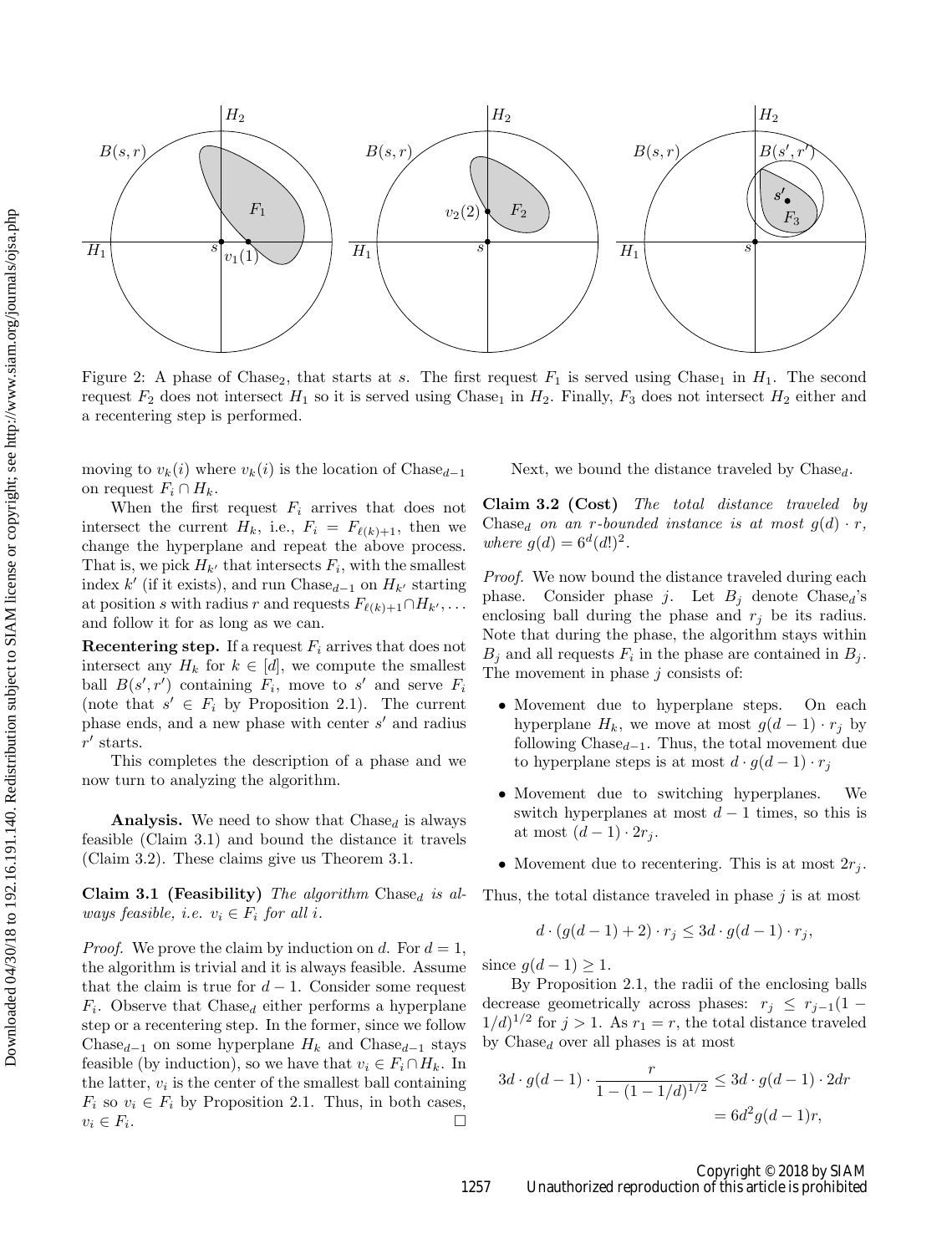Figure 2: A phase of $\text{Chase}_2$, that starts at $s$. The first request $F_1$ is served using $\text{Chase}_1$ in $H_1$. The second request $F_2$ does not intersect $H_1$ so it is served using $\text{Chase}_1$ in $H_2$. Finally, $F_3$ does not intersect $H_2$ either and a recentering step is performed.

moving to $v_k(i)$ where $v_k(i)$ is the location of $\text{Chase}_{d-1}$ on request $F_i \cap H_k$.

When the first request $F_i$ arrives that does not intersect the current $H_k$, i.e., $F_i = F_{\ell(k)+1}$, then we change the hyperplane and repeat the above process. That is, we pick $H_{k'}$ that intersects $F_i$, with the smallest index $k'$ (if it exists), and run $\text{Chase}_{d-1}$ on $H_{k'}$ starting at position $s$ with radius $r$ and requests $F_{\ell(k)+1} \cap H_{k'}, \ldots$ and follow it for as long as we can.

**Recentering step.** If a request $F_i$ arrives that does not intersect any $H_k$ for $k \in [d]$, we compute the smallest ball $B(s', r')$ containing $F_i$, move to $s'$ and serve $F_i$ (note that $s' \in F_i$ by Proposition 2.1). The current phase ends, and a new phase with center $s'$ and radius $r'$ starts.

This completes the description of a phase and we now turn to analyzing the algorithm.

**Analysis.** We need to show that $\text{Chase}_d$ is always feasible (Claim 3.1) and bound the distance it travels (Claim 3.2). These claims give us Theorem 3.1.

**Claim 3.1 (Feasibility)** *The algorithm $\text{Chase}_d$ is always feasible, i.e. $v_i \in F_i$ for all $i$.*

*Proof.* We prove the claim by induction on $d$. For $d = 1$, the algorithm is trivial and it is always feasible. Assume that the claim is true for $d - 1$. Consider some request $F_i$. Observe that $\text{Chase}_d$ either performs a hyperplane step or a recentering step. In the former, since we follow $\text{Chase}_{d-1}$ on some hyperplane $H_k$ and $\text{Chase}_{d-1}$ stays feasible (by induction), so we have that $v_i \in F_i \cap H_k$. In the latter, $v_i$ is the center of the smallest ball containing $F_i$ so $v_i \in F_i$ by Proposition 2.1. Thus, in both cases, $v_i \in F_i$. □

Next, we bound the distance traveled by $\text{Chase}_d$.

**Claim 3.2 (Cost)** *The total distance traveled by $\text{Chase}_d$ on an $r$-bounded instance is at most $g(d) \cdot r$, where $g(d) = 6^d (d!)^2$.*

*Proof.* We now bound the distance traveled during each phase. Consider phase $j$. Let $B_j$ denote $\text{Chase}_d$'s enclosing ball during the phase and $r_j$ be its radius. Note that during the phase, the algorithm stays within $B_j$ and all requests $F_i$ in the phase are contained in $B_j$. The movement in phase $j$ consists of:

- Movement due to hyperplane steps. On each hyperplane $H_k$, we move at most $g(d-1) \cdot r_j$ by following $\text{Chase}_{d-1}$. Thus, the total movement due to hyperplane steps is at most $d \cdot g(d-1) \cdot r_j$
- Movement due to switching hyperplanes. We switch hyperplanes at most $d - 1$ times, so this is at most $(d-1) \cdot 2r_j$.
- Movement due to recentering. This is at most $2r_j$.

Thus, the total distance traveled in phase $j$ is at most

$$d \cdot (g(d-1) + 2) \cdot r_j \leq 3d \cdot g(d-1) \cdot r_j,$$

since $g(d-1) \geq 1$.

By Proposition 2.1, the radii of the enclosing balls decrease geometrically across phases: $r_j \leq r_{j-1}(1 - 1/d)^{1/2}$ for $j > 1$. As $r_1 = r$, the total distance traveled by $\text{Chase}_d$ over all phases is at most

$$3d \cdot g(d-1) \cdot \frac{r}{1 - (1 - 1/d)^{1/2}} \leq 3d \cdot g(d-1) \cdot 2dr = 6d^2 g(d-1) r,$$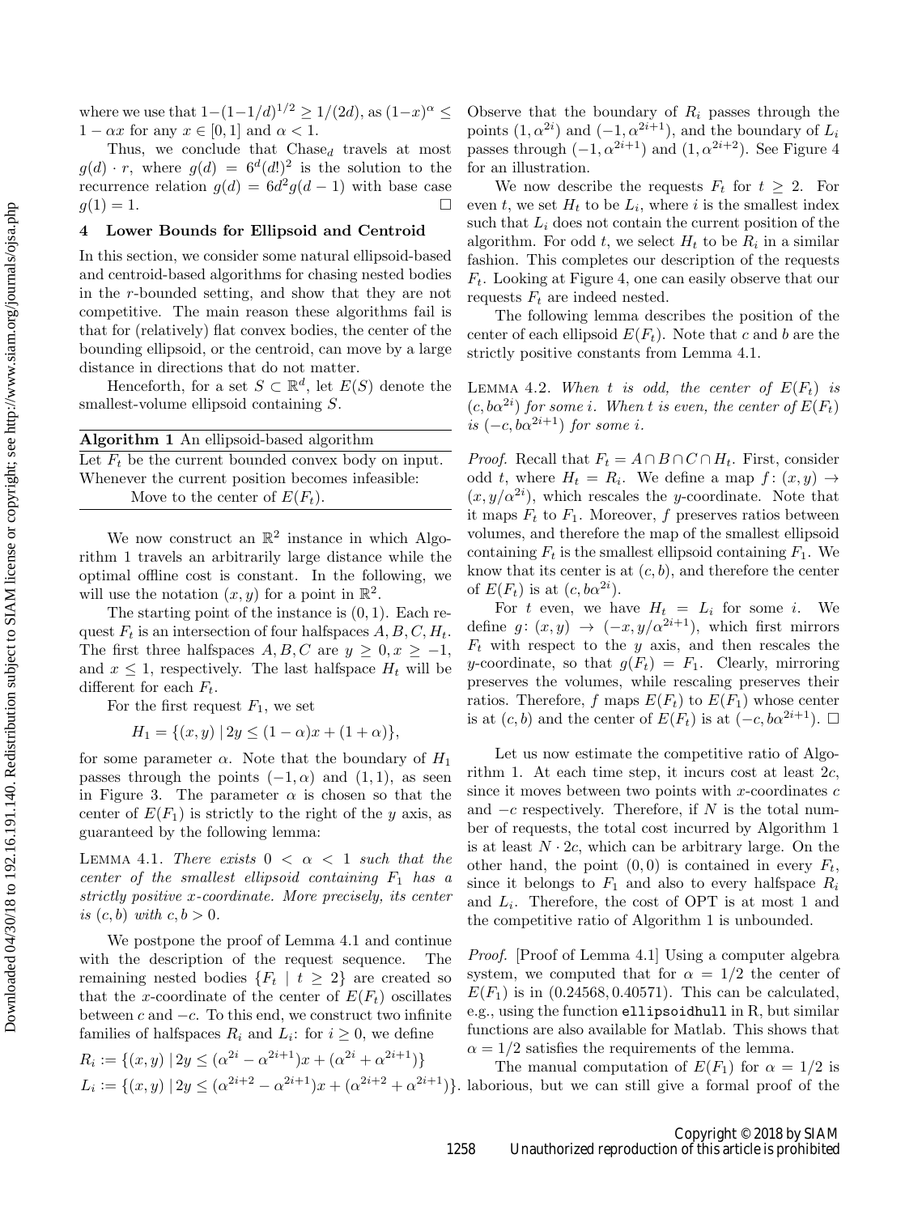where we use that $1-(1-1/d)^{1/2} \geq 1/(2d)$, as $(1-x)^\alpha \leq 1-\alpha x$ for any $x \in [0,1]$ and $\alpha < 1$.

Thus, we conclude that $\text{Chase}_d$ travels at most $g(d) \cdot r$, where $g(d) = 6^d (d!)^2$ is the solution to the recurrence relation $g(d) = 6d^2 g(d-1)$ with base case $g(1) = 1$. $\square$

## 4 Lower Bounds for Ellipsoid and Centroid

In this section, we consider some natural ellipsoid-based and centroid-based algorithms for chasing nested bodies in the $r$-bounded setting, and show that they are not competitive. The main reason these algorithms fail is that for (relatively) flat convex bodies, the center of the bounding ellipsoid, or the centroid, can move by a large distance in directions that do not matter.

Henceforth, for a set $S \subset \mathbb{R}^d$, let $E(S)$ denote the smallest-volume ellipsoid containing $S$.

**Algorithm 1** An ellipsoid-based algorithm

Let $F_t$ be the current bounded convex body on input.
Whenever the current position becomes infeasible:
  Move to the center of $E(F_t)$.

We now construct an $\mathbb{R}^2$ instance in which Algorithm 1 travels an arbitrarily large distance while the optimal offline cost is constant. In the following, we will use the notation $(x, y)$ for a point in $\mathbb{R}^2$.

The starting point of the instance is $(0, 1)$. Each request $F_t$ is an intersection of four halfspaces $A, B, C, H_t$. The first three halfspaces $A, B, C$ are $y \geq 0, x \geq -1$, and $x \leq 1$, respectively. The last halfspace $H_t$ will be different for each $F_t$.

For the first request $F_1$, we set

$$H_1 = \{(x, y) \mid 2y \leq (1-\alpha)x + (1+\alpha)\},$$

for some parameter $\alpha$. Note that the boundary of $H_1$ passes through the points $(-1, \alpha)$ and $(1, 1)$, as seen in Figure 3. The parameter $\alpha$ is chosen so that the center of $E(F_1)$ is strictly to the right of the $y$ axis, as guaranteed by the following lemma:

**Lemma 4.1.** *There exists $0 < \alpha < 1$ such that the center of the smallest ellipsoid containing $F_1$ has a strictly positive $x$-coordinate. More precisely, its center is $(c, b)$ with $c, b > 0$.*

We postpone the proof of Lemma 4.1 and continue with the description of the request sequence. The remaining nested bodies $\{F_t \mid t \geq 2\}$ are created so that the $x$-coordinate of the center of $E(F_t)$ oscillates between $c$ and $-c$. To this end, we construct two infinite families of halfspaces $R_i$ and $L_i$: for $i \geq 0$, we define

$$R_i := \{(x, y) \mid 2y \leq (\alpha^{2i} - \alpha^{2i+1})x + (\alpha^{2i} + \alpha^{2i+1})\}$$
$$L_i := \{(x, y) \mid 2y \leq (\alpha^{2i+2} - \alpha^{2i+1})x + (\alpha^{2i+2} + \alpha^{2i+1})\}.$$

Observe that the boundary of $R_i$ passes through the points $(1, \alpha^{2i})$ and $(-1, \alpha^{2i+1})$, and the boundary of $L_i$ passes through $(-1, \alpha^{2i+1})$ and $(1, \alpha^{2i+2})$. See Figure 4 for an illustration.

We now describe the requests $F_t$ for $t \geq 2$. For even $t$, we set $H_t$ to be $L_i$, where $i$ is the smallest index such that $L_i$ does not contain the current position of the algorithm. For odd $t$, we select $H_t$ to be $R_i$ in a similar fashion. This completes our description of the requests $F_t$. Looking at Figure 4, one can easily observe that our requests $F_t$ are indeed nested.

The following lemma describes the position of the center of each ellipsoid $E(F_t)$. Note that $c$ and $b$ are the strictly positive constants from Lemma 4.1.

**Lemma 4.2.** *When $t$ is odd, the center of $E(F_t)$ is $(c, b\alpha^{2i})$ for some $i$. When $t$ is even, the center of $E(F_t)$ is $(-c, b\alpha^{2i+1})$ for some $i$.*

*Proof.* Recall that $F_t = A \cap B \cap C \cap H_t$. First, consider odd $t$, where $H_t = R_i$. We define a map $f\colon (x, y) \to (x, y/\alpha^{2i})$, which rescales the $y$-coordinate. Note that it maps $F_t$ to $F_1$. Moreover, $f$ preserves ratios between volumes, and therefore the map of the smallest ellipsoid containing $F_t$ is the smallest ellipsoid containing $F_1$. We know that its center is at $(c, b)$, and therefore the center of $E(F_t)$ is at $(c, b\alpha^{2i})$.

For $t$ even, we have $H_t = L_i$ for some $i$. We define $g\colon (x, y) \to (-x, y/\alpha^{2i+1})$, which first mirrors $F_t$ with respect to the $y$ axis, and then rescales the $y$-coordinate, so that $g(F_t) = F_1$. Clearly, mirroring preserves the volumes, while rescaling preserves their ratios. Therefore, $f$ maps $E(F_t)$ to $E(F_1)$ whose center is at $(c, b)$ and the center of $E(F_t)$ is at $(-c, b\alpha^{2i+1})$. $\square$

Let us now estimate the competitive ratio of Algorithm 1. At each time step, it incurs cost at least $2c$, since it moves between two points with $x$-coordinates $c$ and $-c$ respectively. Therefore, if $N$ is the total number of requests, the total cost incurred by Algorithm 1 is at least $N \cdot 2c$, which can be arbitrary large. On the other hand, the point $(0, 0)$ is contained in every $F_t$, since it belongs to $F_1$ and also to every halfspace $R_i$ and $L_i$. Therefore, the cost of OPT is at most 1 and the competitive ratio of Algorithm 1 is unbounded.

*Proof.* [Proof of Lemma 4.1] Using a computer algebra system, we computed that for $\alpha = 1/2$ the center of $E(F_1)$ is in $(0.24568, 0.40571)$. This can be calculated, e.g., using the function `ellipsoidhull` in R, but similar functions are also available for Matlab. This shows that $\alpha = 1/2$ satisfies the requirements of the lemma.

The manual computation of $E(F_1)$ for $\alpha = 1/2$ is laborious, but we can still give a formal proof of the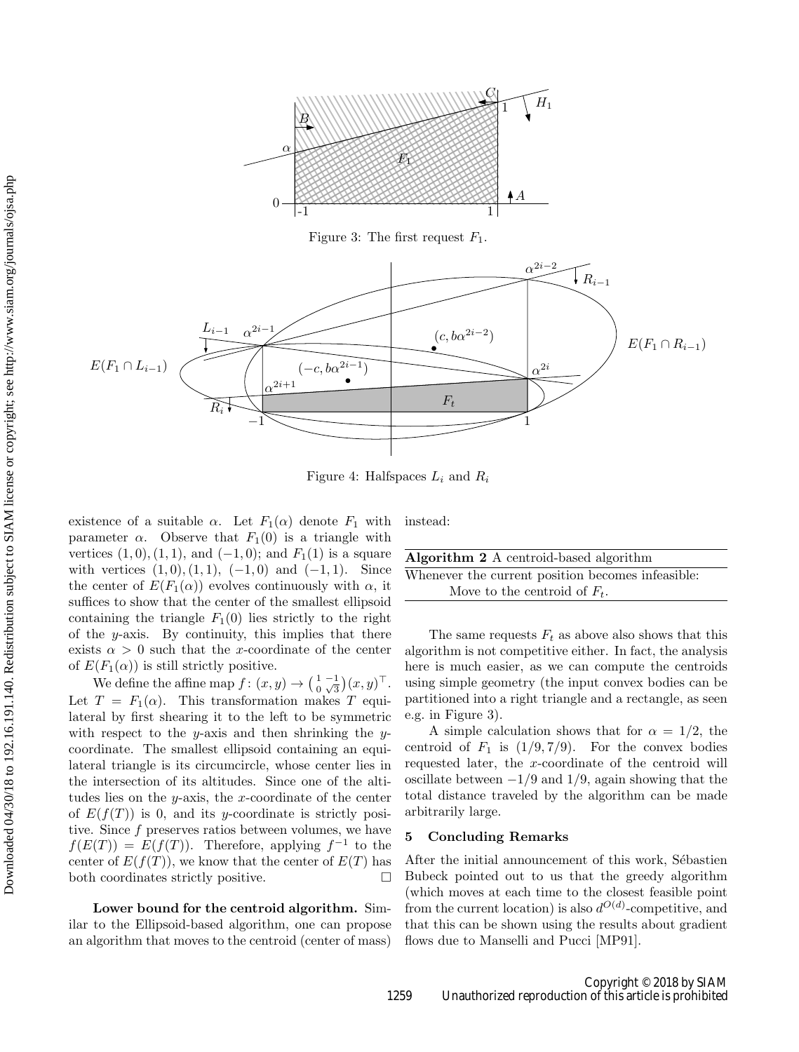Figure 3: The first request $F_1$.

Figure 4: Halfspaces $L_i$ and $R_i$

existence of a suitable $\alpha$. Let $F_1(\alpha)$ denote $F_1$ with parameter $\alpha$. Observe that $F_1(0)$ is a triangle with vertices $(1, 0), (1, 1)$, and $(-1, 0)$; and $F_1(1)$ is a square with vertices $(1, 0), (1, 1)$, $(-1, 0)$ and $(-1, 1)$. Since the center of $E(F_1(\alpha))$ evolves continuously with $\alpha$, it suffices to show that the center of the smallest ellipsoid containing the triangle $F_1(0)$ lies strictly to the right of the $y$-axis. By continuity, this implies that there exists $\alpha > 0$ such that the $x$-coordinate of the center of $E(F_1(\alpha))$ is still strictly positive.

We define the affine map $f : (x, y) \to \begin{pmatrix} 1 & -1 \\ 0 & \sqrt{3} \end{pmatrix} (x, y)^\top$. Let $T = F_1(\alpha)$. This transformation makes $T$ equilateral by first shearing it to the left to be symmetric with respect to the $y$-axis and then shrinking the $y$-coordinate. The smallest ellipsoid containing an equilateral triangle is its circumcircle, whose center lies in the intersection of its altitudes. Since one of the altitudes lies on the $y$-axis, the $x$-coordinate of the center of $E(f(T))$ is 0, and its $y$-coordinate is strictly positive. Since $f$ preserves ratios between volumes, we have $f(E(T)) = E(f(T))$. Therefore, applying $f^{-1}$ to the center of $E(f(T))$, we know that the center of $E(T)$ has both coordinates strictly positive. $\square$

**Lower bound for the centroid algorithm.** Similar to the Ellipsoid-based algorithm, one can propose an algorithm that moves to the centroid (center of mass) instead:

---

**Algorithm 2** A centroid-based algorithm

---

Whenever the current position becomes infeasible:
  Move to the centroid of $F_t$.

---

The same requests $F_t$ as above also shows that this algorithm is not competitive either. In fact, the analysis here is much easier, as we can compute the centroids using simple geometry (the input convex bodies can be partitioned into a right triangle and a rectangle, as seen e.g. in Figure 3).

A simple calculation shows that for $\alpha = 1/2$, the centroid of $F_1$ is $(1/9, 7/9)$. For the convex bodies requested later, the $x$-coordinate of the centroid will oscillate between $-1/9$ and $1/9$, again showing that the total distance traveled by the algorithm can be made arbitrarily large.

## 5 Concluding Remarks

After the initial announcement of this work, Sébastien Bubeck pointed out to us that the greedy algorithm (which moves at each time to the closest feasible point from the current location) is also $d^{O(d)}$-competitive, and that this can be shown using the results about gradient flows due to Manselli and Pucci [MP91].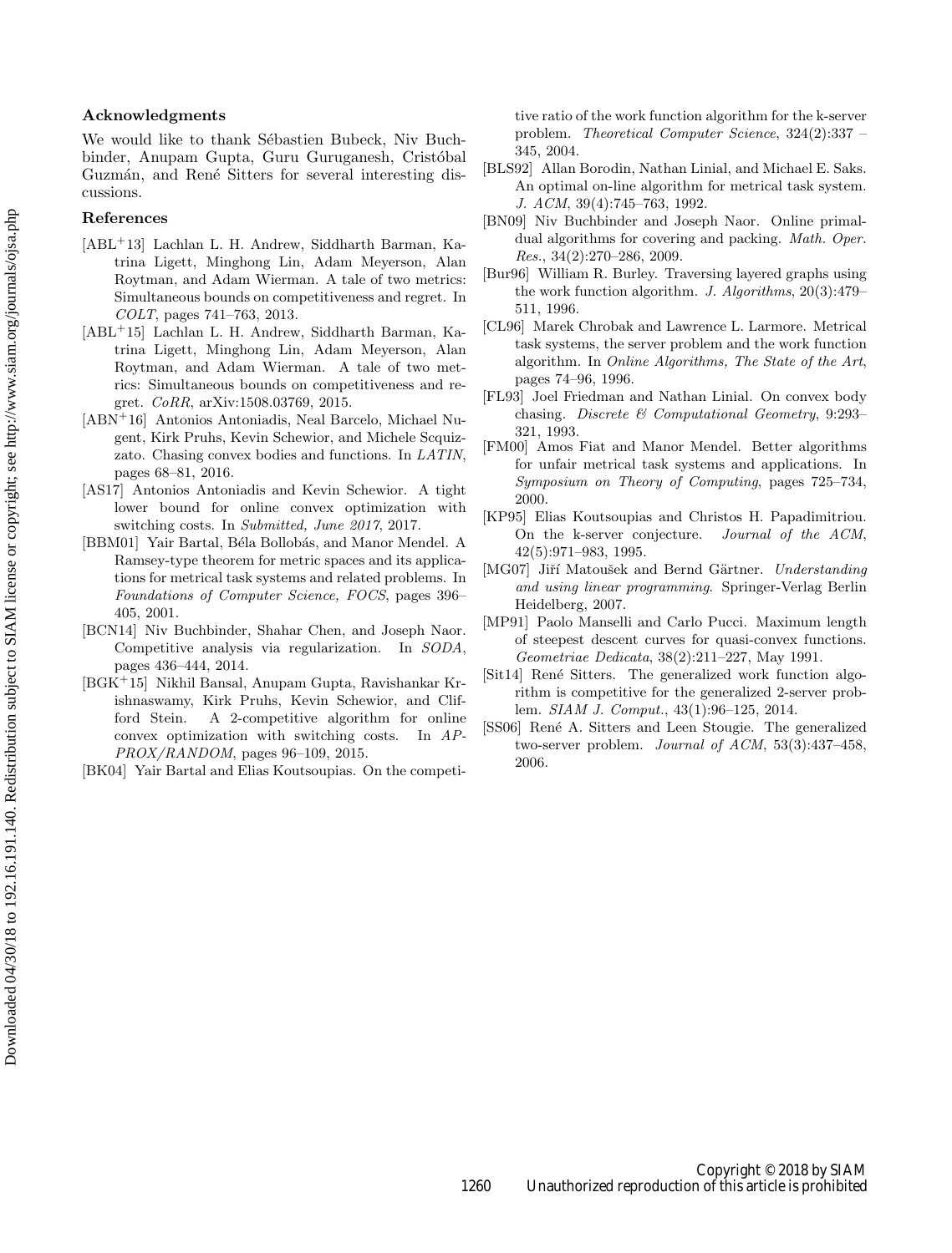### Acknowledgments

We would like to thank Sébastien Bubeck, Niv Buchbinder, Anupam Gupta, Guru Guruganesh, Cristóbal Guzmán, and René Sitters for several interesting discussions.

### References

- [ABL+13] Lachlan L. H. Andrew, Siddharth Barman, Katrina Ligett, Minghong Lin, Adam Meyerson, Alan Roytman, and Adam Wierman. A tale of two metrics: Simultaneous bounds on competitiveness and regret. In *COLT*, pages 741–763, 2013.
- [ABL+15] Lachlan L. H. Andrew, Siddharth Barman, Katrina Ligett, Minghong Lin, Adam Meyerson, Alan Roytman, and Adam Wierman. A tale of two metrics: Simultaneous bounds on competitiveness and regret. *CoRR*, arXiv:1508.03769, 2015.
- [ABN+16] Antonios Antoniadis, Neal Barcelo, Michael Nugent, Kirk Pruhs, Kevin Schewior, and Michele Scquizzato. Chasing convex bodies and functions. In *LATIN*, pages 68–81, 2016.
- [AS17] Antonios Antoniadis and Kevin Schewior. A tight lower bound for online convex optimization with switching costs. In *Submitted, June 2017*, 2017.
- [BBM01] Yair Bartal, Béla Bollobás, and Manor Mendel. A Ramsey-type theorem for metric spaces and its applications for metrical task systems and related problems. In *Foundations of Computer Science, FOCS*, pages 396–405, 2001.
- [BCN14] Niv Buchbinder, Shahar Chen, and Joseph Naor. Competitive analysis via regularization. In *SODA*, pages 436–444, 2014.
- [BGK+15] Nikhil Bansal, Anupam Gupta, Ravishankar Krishnaswamy, Kirk Pruhs, Kevin Schewior, and Clifford Stein. A 2-competitive algorithm for online convex optimization with switching costs. In *APPROX/RANDOM*, pages 96–109, 2015.
- [BK04] Yair Bartal and Elias Koutsoupias. On the competitive ratio of the work function algorithm for the k-server problem. *Theoretical Computer Science*, 324(2):337 – 345, 2004.
- [BLS92] Allan Borodin, Nathan Linial, and Michael E. Saks. An optimal on-line algorithm for metrical task system. *J. ACM*, 39(4):745–763, 1992.
- [BN09] Niv Buchbinder and Joseph Naor. Online primal-dual algorithms for covering and packing. *Math. Oper. Res.*, 34(2):270–286, 2009.
- [Bur96] William R. Burley. Traversing layered graphs using the work function algorithm. *J. Algorithms*, 20(3):479–511, 1996.
- [CL96] Marek Chrobak and Lawrence L. Larmore. Metrical task systems, the server problem and the work function algorithm. In *Online Algorithms, The State of the Art*, pages 74–96, 1996.
- [FL93] Joel Friedman and Nathan Linial. On convex body chasing. *Discrete & Computational Geometry*, 9:293–321, 1993.
- [FM00] Amos Fiat and Manor Mendel. Better algorithms for unfair metrical task systems and applications. In *Symposium on Theory of Computing*, pages 725–734, 2000.
- [KP95] Elias Koutsoupias and Christos H. Papadimitriou. On the k-server conjecture. *Journal of the ACM*, 42(5):971–983, 1995.
- [MG07] Jiří Matoušek and Bernd Gärtner. *Understanding and using linear programming*. Springer-Verlag Berlin Heidelberg, 2007.
- [MP91] Paolo Manselli and Carlo Pucci. Maximum length of steepest descent curves for quasi-convex functions. *Geometriae Dedicata*, 38(2):211–227, May 1991.
- [Sit14] René Sitters. The generalized work function algorithm is competitive for the generalized 2-server problem. *SIAM J. Comput.*, 43(1):96–125, 2014.
- [SS06] René A. Sitters and Leen Stougie. The generalized two-server problem. *Journal of ACM*, 53(3):437–458, 2006.